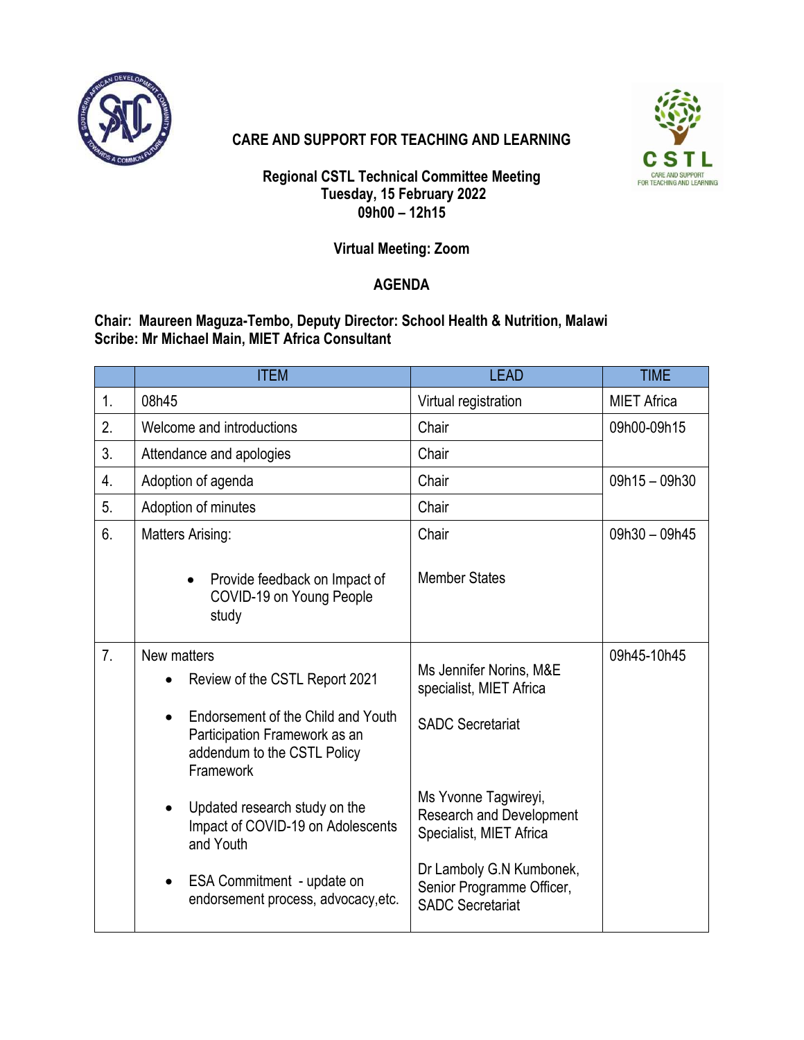# CARE AND SUPPORT FOR TEACHING AND LEARNING

**Regional CSTL Technical Committee Meeting**
**Tuesday, 15 February 2022**
**09h00 – 12h15**

**Virtual Meeting: Zoom**

## AGENDA

**Chair: Maureen Maguza-Tembo, Deputy Director: School Health & Nutrition, Malawi**
**Scribe: Mr Michael Main, MIET Africa Consultant**

| | ITEM | LEAD | TIME |
|---|---|---|---|
| 1. | 08h45 | Virtual registration | MIET Africa |
| 2. | Welcome and introductions | Chair | 09h00-09h15 |
| 3. | Attendance and apologies | Chair | |
| 4. | Adoption of agenda | Chair | 09h15 – 09h30 |
| 5. | Adoption of minutes | Chair | |
| 6. | Matters Arising:<br>• Provide feedback on Impact of COVID-19 on Young People study | Chair<br>Member States | 09h30 – 09h45 |
| 7. | New matters<br>• Review of the CSTL Report 2021<br>• Endorsement of the Child and Youth Participation Framework as an addendum to the CSTL Policy Framework<br>• Updated research study on the Impact of COVID-19 on Adolescents and Youth<br>• ESA Commitment - update on endorsement process, advocacy,etc. | Ms Jennifer Norins, M&E specialist, MIET Africa<br>SADC Secretariat<br>Ms Yvonne Tagwireyi, Research and Development Specialist, MIET Africa<br>Dr Lamboly G.N Kumbonek, Senior Programme Officer, SADC Secretariat | 09h45-10h45 |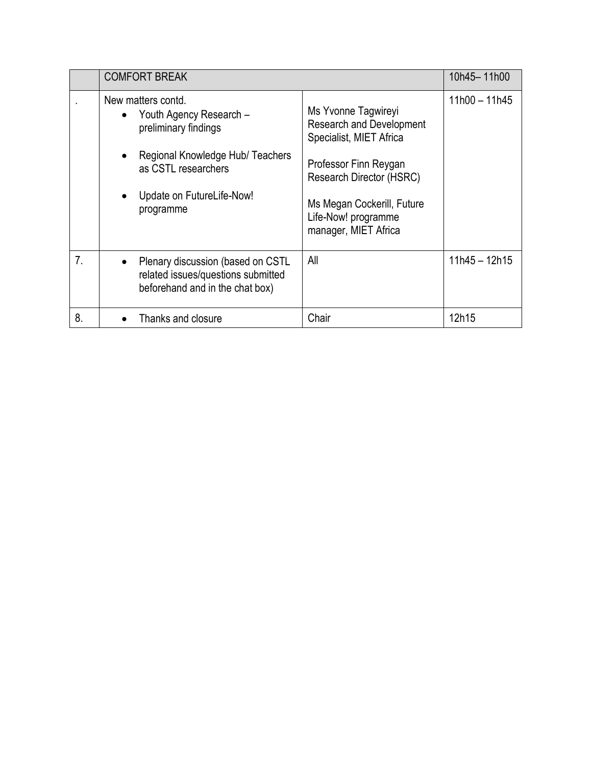| | | | |
|---|---|---|---|
| | COMFORT BREAK | | 10h45– 11h00 |
| . | New matters contd.<br>• Youth Agency Research – preliminary findings<br>• Regional Knowledge Hub/ Teachers as CSTL researchers<br>• Update on FutureLife-Now! programme | Ms Yvonne Tagwireyi Research and Development Specialist, MIET Africa<br><br>Professor Finn Reygan Research Director (HSRC)<br><br>Ms Megan Cockerill, Future Life-Now! programme manager, MIET Africa | 11h00 – 11h45 |
| 7. | • Plenary discussion (based on CSTL related issues/questions submitted beforehand and in the chat box) | All | 11h45 – 12h15 |
| 8. | • Thanks and closure | Chair | 12h15 |